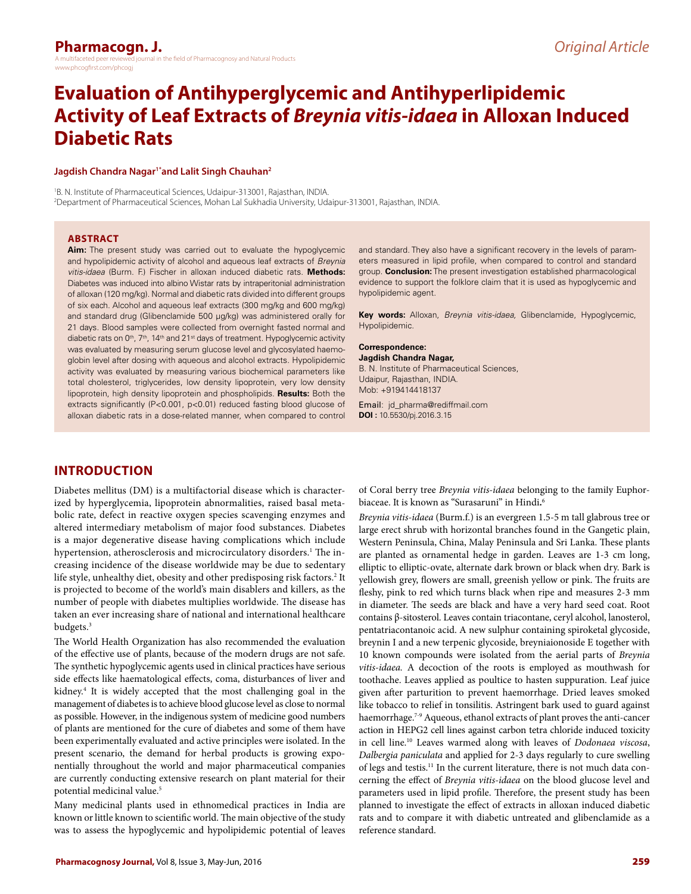Original Article

# Evaluation of Antihyperglycemic and Antihyperlipidemic Activity of Leaf Extracts of *Breynia vitis-idaea* in Alloxan Induced Diabetic Rats

**Jagdish Chandra Nagar[1*] and Lalit Singh Chauhan[2]**

[1]B. N. Institute of Pharmaceutical Sciences, Udaipur-313001, Rajasthan, INDIA.
[2]Department of Pharmaceutical Sciences, Mohan Lal Sukhadia University, Udaipur-313001, Rajasthan, INDIA.

## ABSTRACT

**Aim:** The present study was carried out to evaluate the hypoglycemic and hypolipidemic activity of alcohol and aqueous leaf extracts of *Breynia vitis-idaea* (Burm. F.) Fischer in alloxan induced diabetic rats. **Methods:** Diabetes was induced into albino Wistar rats by intraperitonial administration of alloxan (120 mg/kg). Normal and diabetic rats divided into different groups of six each. Alcohol and aqueous leaf extracts (300 mg/kg and 600 mg/kg) and standard drug (Glibenclamide 500 µg/kg) was administered orally for 21 days. Blood samples were collected from overnight fasted normal and diabetic rats on 0th, 7th, 14th and 21st days of treatment. Hypoglycemic activity was evaluated by measuring serum glucose level and glycosylated haemoglobin level after dosing with aqueous and alcohol extracts. Hypolipidemic activity was evaluated by measuring various biochemical parameters like total cholesterol, triglycerides, low density lipoprotein, very low density lipoprotein, high density lipoprotein and phospholipids. **Results:** Both the extracts significantly ($P<0.001$, $p<0.01$) reduced fasting blood glucose of alloxan diabetic rats in a dose-related manner, when compared to control and standard. They also have a significant recovery in the levels of parameters measured in lipid profile, when compared to control and standard group. **Conclusion:** The present investigation established pharmacological evidence to support the folklore claim that it is used as hypoglycemic and hypolipidemic agent.

**Key words:** Alloxan, *Breynia vitis-idaea,* Glibenclamide, Hypoglycemic, Hypolipidemic.

**Correspondence:**
**Jagdish Chandra Nagar,**
B. N. Institute of Pharmaceutical Sciences,
Udaipur, Rajasthan, INDIA.
Mob: +919414418137

Email: jd_pharma@rediffmail.com
**DOI :** 10.5530/pj.2016.3.15

## INTRODUCTION

Diabetes mellitus (DM) is a multifactorial disease which is characterized by hyperglycemia, lipoprotein abnormalities, raised basal metabolic rate, defect in reactive oxygen species scavenging enzymes and altered intermediary metabolism of major food substances. Diabetes is a major degenerative disease having complications which include hypertension, atherosclerosis and microcirculatory disorders.[1] The increasing incidence of the disease worldwide may be due to sedentary life style, unhealthy diet, obesity and other predisposing risk factors.[2] It is projected to become of the world's main disablers and killers, as the number of people with diabetes multiplies worldwide. The disease has taken an ever increasing share of national and international healthcare budgets.[3]

The World Health Organization has also recommended the evaluation of the effective use of plants, because of the modern drugs are not safe. The synthetic hypoglycemic agents used in clinical practices have serious side effects like haematological effects, coma, disturbances of liver and kidney.[4] It is widely accepted that the most challenging goal in the management of diabetes is to achieve blood glucose level as close to normal as possible. However, in the indigenous system of medicine good numbers of plants are mentioned for the cure of diabetes and some of them have been experimentally evaluated and active principles were isolated. In the present scenario, the demand for herbal products is growing exponentially throughout the world and major pharmaceutical companies are currently conducting extensive research on plant material for their potential medicinal value.[5]

Many medicinal plants used in ethnomedical practices in India are known or little known to scientific world. The main objective of the study was to assess the hypoglycemic and hypolipidemic potential of leaves of Coral berry tree *Breynia vitis-idaea* belonging to the family Euphorbiaceae. It is known as "Surasaruni" in Hindi.[6]

*Breynia vitis-idaea* (Burm.f.) is an evergreen 1.5-5 m tall glabrous tree or large erect shrub with horizontal branches found in the Gangetic plain, Western Peninsula, China, Malay Peninsula and Sri Lanka. These plants are planted as ornamental hedge in garden. Leaves are 1-3 cm long, elliptic to elliptic-ovate, alternate dark brown or black when dry. Bark is yellowish grey, flowers are small, greenish yellow or pink. The fruits are fleshy, pink to red which turns black when ripe and measures 2-3 mm in diameter. The seeds are black and have a very hard seed coat. Root contains β-sitosterol. Leaves contain triacontane, ceryl alcohol, lanosterol, pentatriacontanoic acid. A new sulphur containing spiroketal glycoside, breynin I and a new terpenic glycoside, breyniaionoside E together with 10 known compounds were isolated from the aerial parts of *Breynia vitis-idaea.* A decoction of the roots is employed as mouthwash for toothache. Leaves applied as poultice to hasten suppuration. Leaf juice given after parturition to prevent haemorrhage. Dried leaves smoked like tobacco to relief in tonsilitis. Astringent bark used to guard against haemorrhage.[7-9] Aqueous, ethanol extracts of plant proves the anti-cancer action in HEPG2 cell lines against carbon tetra chloride induced toxicity in cell line.[10] Leaves warmed along with leaves of *Dodonaea viscosa*, *Dalbergia paniculata* and applied for 2-3 days regularly to cure swelling of legs and testis.[11] In the current literature, there is not much data concerning the effect of *Breynia vitis-idaea* on the blood glucose level and parameters used in lipid profile. Therefore, the present study has been planned to investigate the effect of extracts in alloxan induced diabetic rats and to compare it with diabetic untreated and glibenclamide as a reference standard.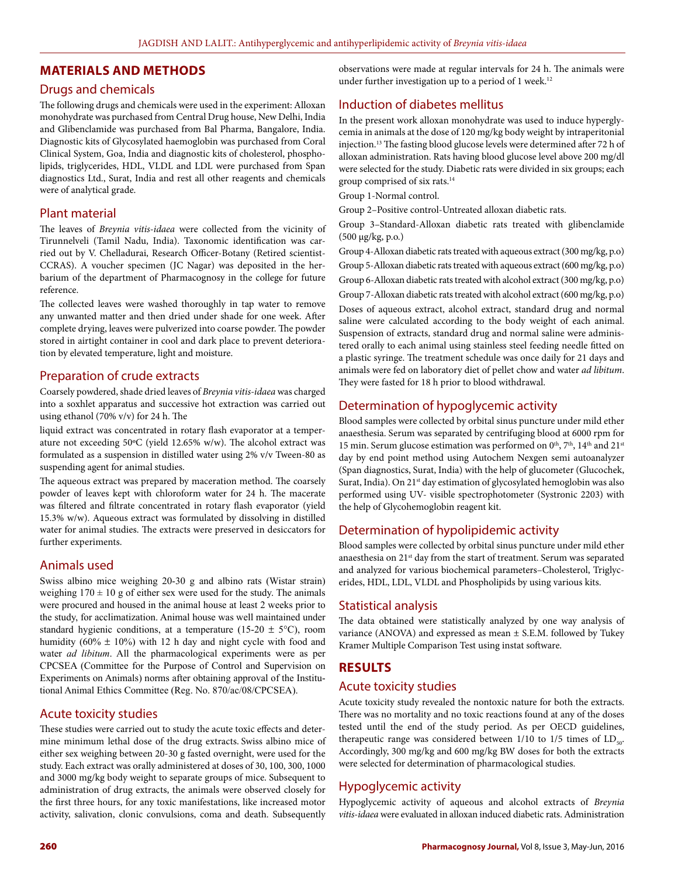## MATERIALS AND METHODS

### Drugs and chemicals

The following drugs and chemicals were used in the experiment: Alloxan monohydrate was purchased from Central Drug house, New Delhi, India and Glibenclamide was purchased from Bal Pharma, Bangalore, India. Diagnostic kits of Glycosylated haemoglobin was purchased from Coral Clinical System, Goa, India and diagnostic kits of cholesterol, phospholipids, triglycerides, HDL, VLDL and LDL were purchased from Span diagnostics Ltd., Surat, India and rest all other reagents and chemicals were of analytical grade.

### Plant material

The leaves of *Breynia vitis-idaea* were collected from the vicinity of Tirunnelveli (Tamil Nadu, India). Taxonomic identification was carried out by V. Chelladurai, Research Officer-Botany (Retired scientist-CCRAS). A voucher specimen (JC Nagar) was deposited in the herbarium of the department of Pharmacognosy in the college for future reference.

The collected leaves were washed thoroughly in tap water to remove any unwanted matter and then dried under shade for one week. After complete drying, leaves were pulverized into coarse powder. The powder stored in airtight container in cool and dark place to prevent deterioration by elevated temperature, light and moisture.

### Preparation of crude extracts

Coarsely powdered, shade dried leaves of *Breynia vitis-idaea* was charged into a soxhlet apparatus and successive hot extraction was carried out using ethanol (70% v/v) for 24 h. The

liquid extract was concentrated in rotary flash evaporator at a temperature not exceeding 50°C (yield 12.65% w/w). The alcohol extract was formulated as a suspension in distilled water using 2% v/v Tween-80 as suspending agent for animal studies.

The aqueous extract was prepared by maceration method. The coarsely powder of leaves kept with chloroform water for 24 h. The macerate was filtered and filtrate concentrated in rotary flash evaporator (yield 15.3% w/w). Aqueous extract was formulated by dissolving in distilled water for animal studies. The extracts were preserved in desiccators for further experiments.

### Animals used

Swiss albino mice weighing 20-30 g and albino rats (Wistar strain) weighing 170 ± 10 g of either sex were used for the study. The animals were procured and housed in the animal house at least 2 weeks prior to the study, for acclimatization. Animal house was well maintained under standard hygienic conditions, at a temperature (15-20 ± 5°C), room humidity (60% ± 10%) with 12 h day and night cycle with food and water *ad libitum*. All the pharmacological experiments were as per CPCSEA (Committee for the Purpose of Control and Supervision on Experiments on Animals) norms after obtaining approval of the Institutional Animal Ethics Committee (Reg. No. 870/ac/08/CPCSEA).

### Acute toxicity studies

These studies were carried out to study the acute toxic effects and determine minimum lethal dose of the drug extracts. Swiss albino mice of either sex weighing between 20-30 g fasted overnight, were used for the study. Each extract was orally administered at doses of 30, 100, 300, 1000 and 3000 mg/kg body weight to separate groups of mice. Subsequent to administration of drug extracts, the animals were observed closely for the first three hours, for any toxic manifestations, like increased motor activity, salivation, clonic convulsions, coma and death. Subsequently observations were made at regular intervals for 24 h. The animals were under further investigation up to a period of 1 week.[12]

### Induction of diabetes mellitus

In the present work alloxan monohydrate was used to induce hyperglycemia in animals at the dose of 120 mg/kg body weight by intraperitonial injection.[13] The fasting blood glucose levels were determined after 72 h of alloxan administration. Rats having blood glucose level above 200 mg/dl were selected for the study. Diabetic rats were divided in six groups; each group comprised of six rats.[14]

Group 1-Normal control.

Group 2–Positive control-Untreated alloxan diabetic rats.

Group 3–Standard-Alloxan diabetic rats treated with glibenclamide (500 µg/kg, p.o.)

Group 4-Alloxan diabetic rats treated with aqueous extract (300 mg/kg, p.o)

Group 5-Alloxan diabetic rats treated with aqueous extract (600 mg/kg, p.o)

Group 6-Alloxan diabetic rats treated with alcohol extract (300 mg/kg, p.o)

Group 7-Alloxan diabetic rats treated with alcohol extract (600 mg/kg, p.o)

Doses of aqueous extract, alcohol extract, standard drug and normal saline were calculated according to the body weight of each animal. Suspension of extracts, standard drug and normal saline were administered orally to each animal using stainless steel feeding needle fitted on a plastic syringe. The treatment schedule was once daily for 21 days and animals were fed on laboratory diet of pellet chow and water *ad libitum*. They were fasted for 18 h prior to blood withdrawal.

### Determination of hypoglycemic activity

Blood samples were collected by orbital sinus puncture under mild ether anaesthesia. Serum was separated by centrifuging blood at 6000 rpm for 15 min. Serum glucose estimation was performed on 0th, 7th, 14th and 21st day by end point method using Autochem Nexgen semi autoanalyzer (Span diagnostics, Surat, India) with the help of glucometer (Glucochek, Surat, India). On 21st day estimation of glycosylated hemoglobin was also performed using UV- visible spectrophotometer (Systronic 2203) with the help of Glycohemoglobin reagent kit.

### Determination of hypolipidemic activity

Blood samples were collected by orbital sinus puncture under mild ether anaesthesia on 21st day from the start of treatment. Serum was separated and analyzed for various biochemical parameters–Cholesterol, Triglycerides, HDL, LDL, VLDL and Phospholipids by using various kits.

### Statistical analysis

The data obtained were statistically analyzed by one way analysis of variance (ANOVA) and expressed as mean ± S.E.M. followed by Tukey Kramer Multiple Comparison Test using instat software.

## RESULTS

### Acute toxicity studies

Acute toxicity study revealed the nontoxic nature for both the extracts. There was no mortality and no toxic reactions found at any of the doses tested until the end of the study period. As per OECD guidelines, therapeutic range was considered between 1/10 to 1/5 times of $LD_{50}$. Accordingly, 300 mg/kg and 600 mg/kg BW doses for both the extracts were selected for determination of pharmacological studies.

### Hypoglycemic activity

Hypoglycemic activity of aqueous and alcohol extracts of *Breynia vitis-idaea* were evaluated in alloxan induced diabetic rats. Administration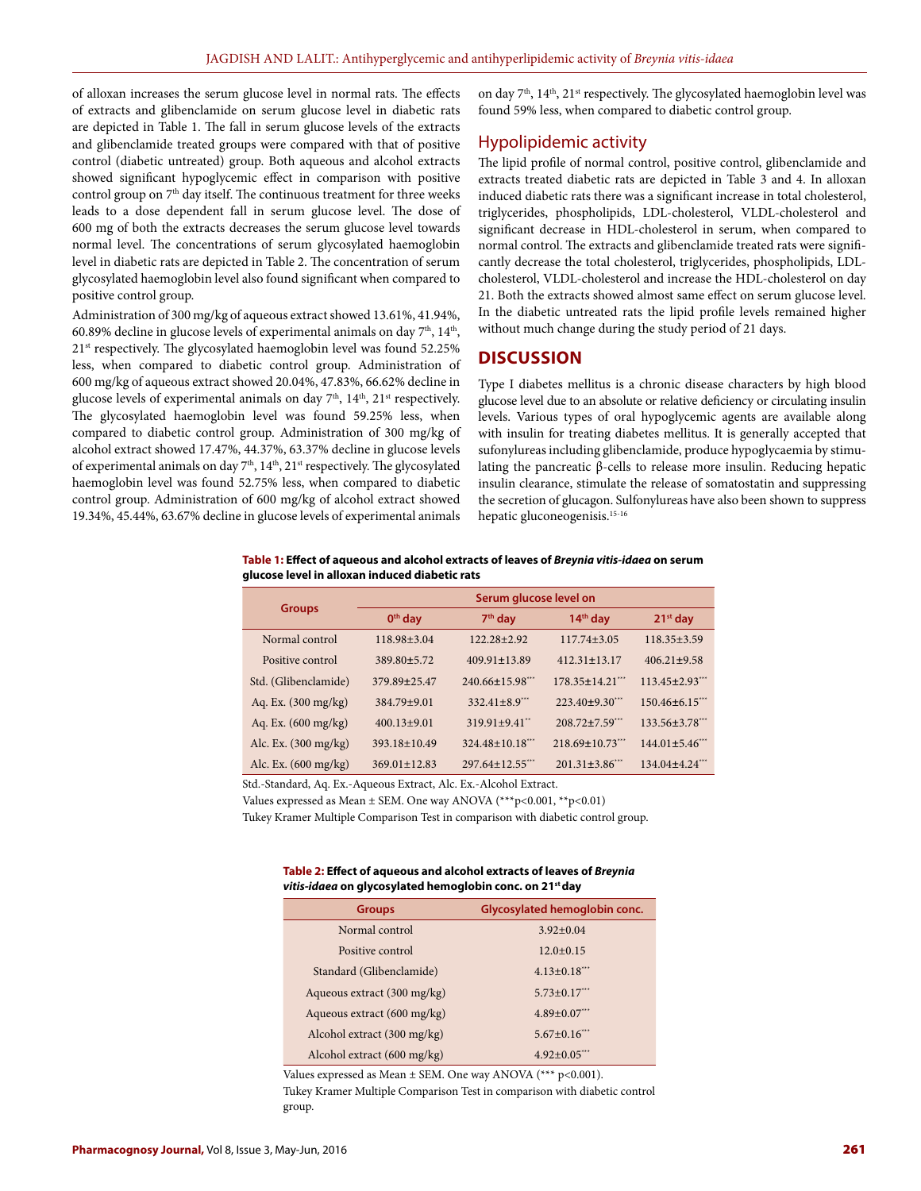of alloxan increases the serum glucose level in normal rats. The effects of extracts and glibenclamide on serum glucose level in diabetic rats are depicted in Table 1. The fall in serum glucose levels of the extracts and glibenclamide treated groups were compared with that of positive control (diabetic untreated) group. Both aqueous and alcohol extracts showed significant hypoglycemic effect in comparison with positive control group on 7th day itself. The continuous treatment for three weeks leads to a dose dependent fall in serum glucose level. The dose of 600 mg of both the extracts decreases the serum glucose level towards normal level. The concentrations of serum glycosylated haemoglobin level in diabetic rats are depicted in Table 2. The concentration of serum glycosylated haemoglobin level also found significant when compared to positive control group.

Administration of 300 mg/kg of aqueous extract showed 13.61%, 41.94%, 60.89% decline in glucose levels of experimental animals on day 7th, 14th, 21st respectively. The glycosylated haemoglobin level was found 52.25% less, when compared to diabetic control group. Administration of 600 mg/kg of aqueous extract showed 20.04%, 47.83%, 66.62% decline in glucose levels of experimental animals on day 7th, 14th, 21st respectively. The glycosylated haemoglobin level was found 59.25% less, when compared to diabetic control group. Administration of 300 mg/kg of alcohol extract showed 17.47%, 44.37%, 63.37% decline in glucose levels of experimental animals on day 7th, 14th, 21st respectively. The glycosylated haemoglobin level was found 52.75% less, when compared to diabetic control group. Administration of 600 mg/kg of alcohol extract showed 19.34%, 45.44%, 63.67% decline in glucose levels of experimental animals on day 7th, 14th, 21st respectively. The glycosylated haemoglobin level was found 59% less, when compared to diabetic control group.

## Hypolipidemic activity

The lipid profile of normal control, positive control, glibenclamide and extracts treated diabetic rats are depicted in Table 3 and 4. In alloxan induced diabetic rats there was a significant increase in total cholesterol, triglycerides, phospholipids, LDL-cholesterol, VLDL-cholesterol and significant decrease in HDL-cholesterol in serum, when compared to normal control. The extracts and glibenclamide treated rats were significantly decrease the total cholesterol, triglycerides, phospholipids, LDL-cholesterol, VLDL-cholesterol and increase the HDL-cholesterol on day 21. Both the extracts showed almost same effect on serum glucose level. In the diabetic untreated rats the lipid profile levels remained higher without much change during the study period of 21 days.

# DISCUSSION

Type I diabetes mellitus is a chronic disease characters by high blood glucose level due to an absolute or relative deficiency or circulating insulin levels. Various types of oral hypoglycemic agents are available along with insulin for treating diabetes mellitus. It is generally accepted that sufonylureas including glibenclamide, produce hypoglycaemia by stimulating the pancreatic β-cells to release more insulin. Reducing hepatic insulin clearance, stimulate the release of somatostatin and suppressing the secretion of glucagon. Sulfonylureas have also been shown to suppress hepatic gluconeogenisis.[15-16]

**Table 1: Effect of aqueous and alcohol extracts of leaves of *Breynia vitis-idaea* on serum glucose level in alloxan induced diabetic rats**

| Groups | Serum glucose level on | | | |
|---|---|---|---|---|
| | 0th day | 7th day | 14th day | 21st day |
| Normal control | 118.98±3.04 | 122.28±2.92 | 117.74±3.05 | 118.35±3.59 |
| Positive control | 389.80±5.72 | 409.91±13.89 | 412.31±13.17 | 406.21±9.58 |
| Std. (Glibenclamide) | 379.89±25.47 | 240.66±15.98*** | 178.35±14.21*** | 113.45±2.93*** |
| Aq. Ex. (300 mg/kg) | 384.79±9.01 | 332.41±8.9*** | 223.40±9.30*** | 150.46±6.15*** |
| Aq. Ex. (600 mg/kg) | 400.13±9.01 | 319.91±9.41** | 208.72±7.59*** | 133.56±3.78*** |
| Alc. Ex. (300 mg/kg) | 393.18±10.49 | 324.48±10.18*** | 218.69±10.73*** | 144.01±5.46*** |
| Alc. Ex. (600 mg/kg) | 369.01±12.83 | 297.64±12.55*** | 201.31±3.86*** | 134.04±4.24*** |

Std.-Standard, Aq. Ex.-Aqueous Extract, Alc. Ex.-Alcohol Extract.

Values expressed as Mean ± SEM. One way ANOVA (***p<0.001, **p<0.01)

Tukey Kramer Multiple Comparison Test in comparison with diabetic control group.

**Table 2: Effect of aqueous and alcohol extracts of leaves of *Breynia vitis-idaea* on glycosylated hemoglobin conc. on 21st day**

| Groups | Glycosylated hemoglobin conc. |
|---|---|
| Normal control | 3.92±0.04 |
| Positive control | 12.0±0.15 |
| Standard (Glibenclamide) | 4.13±0.18*** |
| Aqueous extract (300 mg/kg) | 5.73±0.17*** |
| Aqueous extract (600 mg/kg) | 4.89±0.07*** |
| Alcohol extract (300 mg/kg) | 5.67±0.16*** |
| Alcohol extract (600 mg/kg) | 4.92±0.05*** |

Values expressed as Mean ± SEM. One way ANOVA (*** p<0.001).

Tukey Kramer Multiple Comparison Test in comparison with diabetic control group.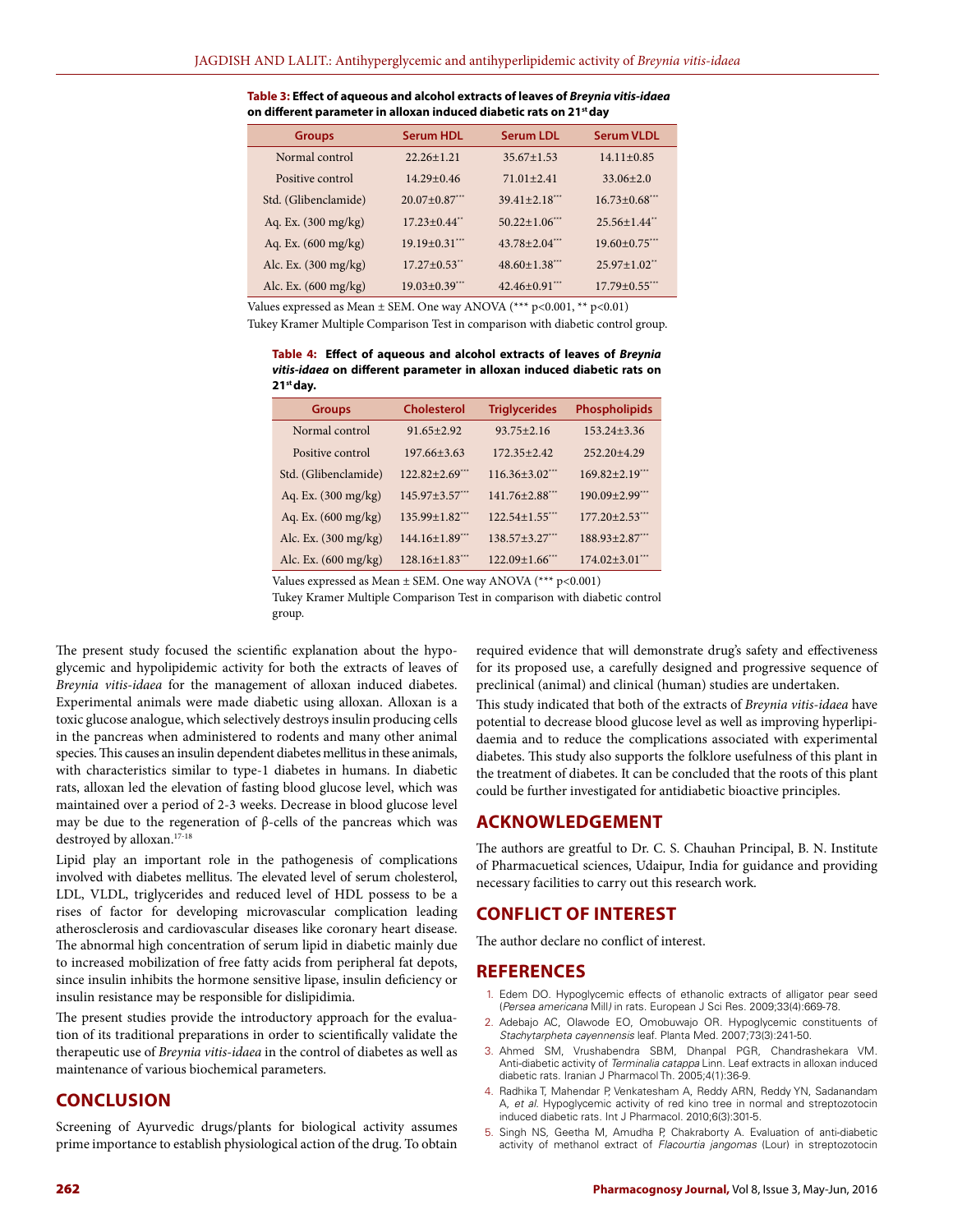**Table 3: Effect of aqueous and alcohol extracts of leaves of *Breynia vitis-idaea* on different parameter in alloxan induced diabetic rats on 21st day**

| Groups | Serum HDL | Serum LDL | Serum VLDL |
|---|---|---|---|
| Normal control | 22.26±1.21 | 35.67±1.53 | 14.11±0.85 |
| Positive control | 14.29±0.46 | 71.01±2.41 | 33.06±2.0 |
| Std. (Glibenclamide) | 20.07±0.87*** | 39.41±2.18*** | 16.73±0.68*** |
| Aq. Ex. (300 mg/kg) | 17.23±0.44** | 50.22±1.06*** | 25.56±1.44** |
| Aq. Ex. (600 mg/kg) | 19.19±0.31*** | 43.78±2.04*** | 19.60±0.75*** |
| Alc. Ex. (300 mg/kg) | 17.27±0.53** | 48.60±1.38*** | 25.97±1.02** |
| Alc. Ex. (600 mg/kg) | 19.03±0.39*** | 42.46±0.91*** | 17.79±0.55*** |

Values expressed as Mean ± SEM. One way ANOVA (*** $p<0.001$, ** $p<0.01$)
Tukey Kramer Multiple Comparison Test in comparison with diabetic control group.

**Table 4: Effect of aqueous and alcohol extracts of leaves of *Breynia vitis-idaea* on different parameter in alloxan induced diabetic rats on 21st day.**

| Groups | Cholesterol | Triglycerides | Phospholipids |
|---|---|---|---|
| Normal control | 91.65±2.92 | 93.75±2.16 | 153.24±3.36 |
| Positive control | 197.66±3.63 | 172.35±2.42 | 252.20±4.29 |
| Std. (Glibenclamide) | 122.82±2.69*** | 116.36±3.02*** | 169.82±2.19*** |
| Aq. Ex. (300 mg/kg) | 145.97±3.57*** | 141.76±2.88*** | 190.09±2.99*** |
| Aq. Ex. (600 mg/kg) | 135.99±1.82*** | 122.54±1.55*** | 177.20±2.53*** |
| Alc. Ex. (300 mg/kg) | 144.16±1.89*** | 138.57±3.27*** | 188.93±2.87*** |
| Alc. Ex. (600 mg/kg) | 128.16±1.83*** | 122.09±1.66*** | 174.02±3.01*** |

Values expressed as Mean ± SEM. One way ANOVA (*** $p<0.001$)
Tukey Kramer Multiple Comparison Test in comparison with diabetic control group.

The present study focused the scientific explanation about the hypoglycemic and hypolipidemic activity for both the extracts of leaves of *Breynia vitis-idaea* for the management of alloxan induced diabetes. Experimental animals were made diabetic using alloxan. Alloxan is a toxic glucose analogue, which selectively destroys insulin producing cells in the pancreas when administered to rodents and many other animal species. This causes an insulin dependent diabetes mellitus in these animals, with characteristics similar to type-1 diabetes in humans. In diabetic rats, alloxan led the elevation of fasting blood glucose level, which was maintained over a period of 2-3 weeks. Decrease in blood glucose level may be due to the regeneration of β-cells of the pancreas which was destroyed by alloxan.[17-18]

Lipid play an important role in the pathogenesis of complications involved with diabetes mellitus. The elevated level of serum cholesterol, LDL, VLDL, triglycerides and reduced level of HDL possess to be a rises of factor for developing microvascular complication leading atherosclerosis and cardiovascular diseases like coronary heart disease. The abnormal high concentration of serum lipid in diabetic mainly due to increased mobilization of free fatty acids from peripheral fat depots, since insulin inhibits the hormone sensitive lipase, insulin deficiency or insulin resistance may be responsible for dislipidimia.

The present studies provide the introductory approach for the evaluation of its traditional preparations in order to scientifically validate the therapeutic use of *Breynia vitis-idaea* in the control of diabetes as well as maintenance of various biochemical parameters.

## CONCLUSION

Screening of Ayurvedic drugs/plants for biological activity assumes prime importance to establish physiological action of the drug. To obtain required evidence that will demonstrate drug's safety and effectiveness for its proposed use, a carefully designed and progressive sequence of preclinical (animal) and clinical (human) studies are undertaken.

This study indicated that both of the extracts of *Breynia vitis-idaea* have potential to decrease blood glucose level as well as improving hyperlipidaemia and to reduce the complications associated with experimental diabetes. This study also supports the folklore usefulness of this plant in the treatment of diabetes. It can be concluded that the roots of this plant could be further investigated for antidiabetic bioactive principles.

## ACKNOWLEDGEMENT

The authors are greatful to Dr. C. S. Chauhan Principal, B. N. Institute of Pharmaceutical sciences, Udaipur, India for guidance and providing necessary facilities to carry out this research work.

## CONFLICT OF INTEREST

The author declare no conflict of interest.

## REFERENCES

1. Edem DO. Hypoglycemic effects of ethanolic extracts of alligator pear seed (*Persea americana* Mill*)* in rats. European J Sci Res. 2009;33(4):669-78.
2. Adebajo AC, Olawode EO, Omobuwajo OR. Hypoglycemic constituents of *Stachytarpheta cayennensis* leaf. Planta Med. 2007;73(3):241-50.
3. Ahmed SM, Vrushabendra SBM, Dhanpal PGR, Chandrashekara VM. Anti-diabetic activity of *Terminalia catappa* Linn. Leaf extracts in alloxan induced diabetic rats. Iranian J Pharmacol Th. 2005;4(1):36-9.
4. Radhika T, Mahendar P, Venkatesham A, Reddy ARN, Reddy YN, Sadanandam A, *et al*. Hypoglycemic activity of red kino tree in normal and streptozotocin induced diabetic rats. Int J Pharmacol. 2010;6(3):301-5.
5. Singh NS, Geetha M, Amudha P, Chakraborty A. Evaluation of anti-diabetic activity of methanol extract of *Flacourtia jangomas* (Lour) in streptozotocin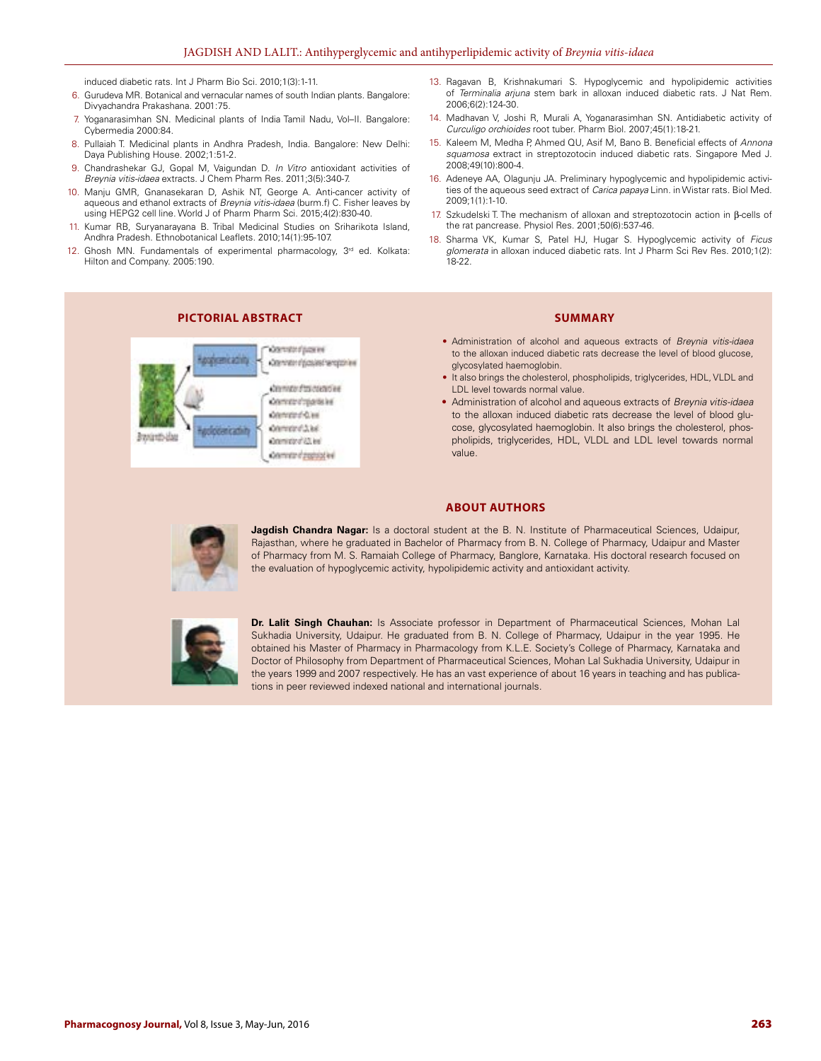induced diabetic rats. Int J Pharm Bio Sci. 2010;1(3):1-11.

6. Gurudeva MR. Botanical and vernacular names of south Indian plants. Bangalore: Divyachandra Prakashana. 2001:75.
7. Yoganarasimhan SN. Medicinal plants of India Tamil Nadu, Vol–II. Bangalore: Cybermedia 2000:84.
8. Pullaiah T. Medicinal plants in Andhra Pradesh, India. Bangalore: New Delhi: Daya Publishing House. 2002;1:51-2.
9. Chandrashekar GJ, Gopal M, Vaigundan D. *In Vitro* antioxidant activities of *Breynia vitis-idaea* extracts. J Chem Pharm Res. 2011;3(5):340-7.
10. Manju GMR, Gnanasekaran D, Ashik NT, George A. Anti-cancer activity of aqueous and ethanol extracts of *Breynia vitis-idaea* (burm.f) C. Fisher leaves by using HEPG2 cell line. World J of Pharm Pharm Sci. 2015;4(2):830-40.
11. Kumar RB, Suryanarayana B. Tribal Medicinal Studies on Sriharikota Island, Andhra Pradesh. Ethnobotanical Leaflets. 2010;14(1):95-107.
12. Ghosh MN. Fundamentals of experimental pharmacology, 3rd ed. Kolkata: Hilton and Company. 2005:190.
13. Ragavan B, Krishnakumari S. Hypoglycemic and hypolipidemic activities of *Terminalia arjuna* stem bark in alloxan induced diabetic rats. J Nat Rem. 2006;6(2):124-30.
14. Madhavan V, Joshi R, Murali A, Yoganarasimhan SN. Antidiabetic activity of *Curculigo orchioides* root tuber. Pharm Biol. 2007;45(1):18-21.
15. Kaleem M, Medha P, Ahmed QU, Asif M, Bano B. Beneficial effects of *Annona squamosa* extract in streptozotocin induced diabetic rats. Singapore Med J. 2008;49(10):800-4.
16. Adeneye AA, Olagunju JA. Preliminary hypoglycemic and hypolipidemic activities of the aqueous seed extract of *Carica papaya* Linn. in Wistar rats. Biol Med. 2009;1(1):1-10.
17. Szkudelski T. The mechanism of alloxan and streptozotocin action in β-cells of the rat pancrease. Physiol Res. 2001;50(6):537-46.
18. Sharma VK, Kumar S, Patel HJ, Hugar S. Hypoglycemic activity of *Ficus glomerata* in alloxan induced diabetic rats. Int J Pharm Sci Rev Res. 2010;1(2): 18-22.

## PICTORIAL ABSTRACT

Breynia vitis-idaea

Hypoglycemic activity
- Determination of glucose level
- Determination of glycosylated haemoglobin level

Hypolipidemic activity
- Determination of total cholesterol level
- Determination of triglycerides level
- Determination of HDL level
- Determination of LDL level
- Determination of VLDL level
- Determination of phospholipid level

## SUMMARY

- Administration of alcohol and aqueous extracts of *Breynia vitis-idaea* to the alloxan induced diabetic rats decrease the level of blood glucose, glycosylated haemoglobin.
- It also brings the cholesterol, phospholipids, triglycerides, HDL, VLDL and LDL level towards normal value.
- Administration of alcohol and aqueous extracts of *Breynia vitis-idaea* to the alloxan induced diabetic rats decrease the level of blood glucose, glycosylated haemoglobin. It also brings the cholesterol, phospholipids, triglycerides, HDL, VLDL and LDL level towards normal value.

## ABOUT AUTHORS

**Jagdish Chandra Nagar:** Is a doctoral student at the B. N. Institute of Pharmaceutical Sciences, Udaipur, Rajasthan, where he graduated in Bachelor of Pharmacy from B. N. College of Pharmacy, Udaipur and Master of Pharmacy from M. S. Ramaiah College of Pharmacy, Banglore, Karnataka. His doctoral research focused on the evaluation of hypoglycemic activity, hypolipidemic activity and antioxidant activity.

**Dr. Lalit Singh Chauhan:** Is Associate professor in Department of Pharmaceutical Sciences, Mohan Lal Sukhadia University, Udaipur. He graduated from B. N. College of Pharmacy, Udaipur in the year 1995. He obtained his Master of Pharmacy in Pharmacology from K.L.E. Society's College of Pharmacy, Karnataka and Doctor of Philosophy from Department of Pharmaceutical Sciences, Mohan Lal Sukhadia University, Udaipur in the years 1999 and 2007 respectively. He has an vast experience of about 16 years in teaching and has publications in peer reviewed indexed national and international journals.